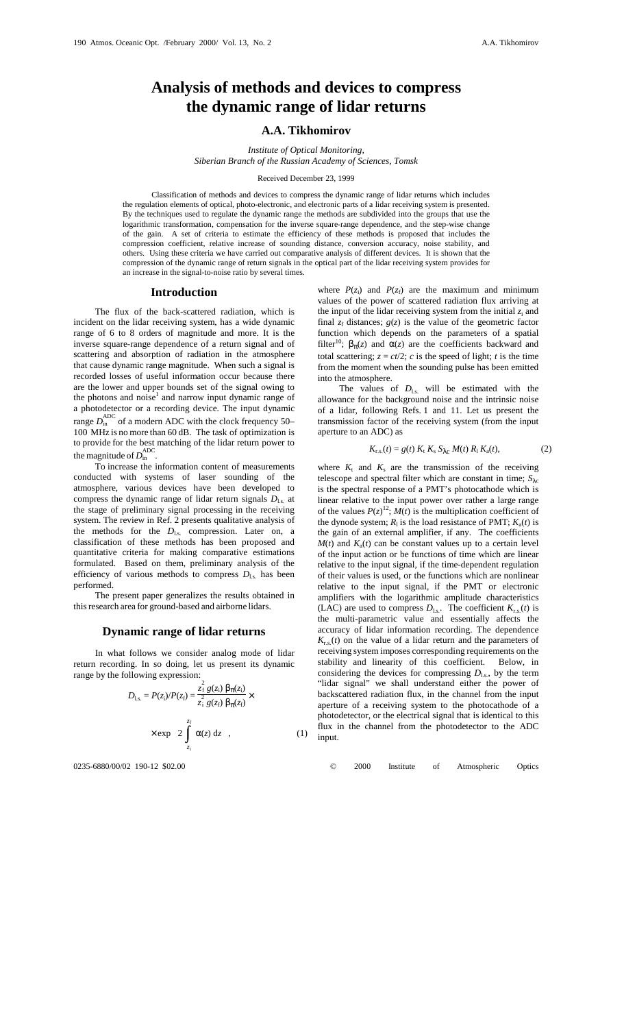# Analysis of methods and devices to compress the dynamic range of lidar returns

## A.A. Tikhomirov

*Institute of Optical Monitoring,*
*Siberian Branch of the Russian Academy of Sciences, Tomsk*

Received December 23, 1999

Classification of methods and devices to compress the dynamic range of lidar returns which includes the regulation elements of optical, photo-electronic, and electronic parts of a lidar receiving system is presented. By the techniques used to regulate the dynamic range the methods are subdivided into the groups that use the logarithmic transformation, compensation for the inverse square-range dependence, and the step-wise change of the gain. A set of criteria to estimate the efficiency of these methods is proposed that includes the compression coefficient, relative increase of sounding distance, conversion accuracy, noise stability, and others. Using these criteria we have carried out comparative analysis of different devices. It is shown that the compression of the dynamic range of return signals in the optical part of the lidar receiving system provides for an increase in the signal-to-noise ratio by several times.

## Introduction

The flux of the back-scattered radiation, which is incident on the lidar receiving system, has a wide dynamic range of 6 to 8 orders of magnitude and more. It is the inverse square-range dependence of a return signal and of scattering and absorption of radiation in the atmosphere that cause dynamic range magnitude. When such a signal is recorded losses of useful information occur because there are the lower and upper bounds set of the signal owing to the photons and noise[1] and narrow input dynamic range of a photodetector or a recording device. The input dynamic range $D_{\text{in}}^{\text{ADC}}$ of a modern ADC with the clock frequency 50–100 MHz is no more than 60 dB. The task of optimization is to provide for the best matching of the lidar return power to the magnitude of $D_{\text{in}}^{\text{ADC}}$.

To increase the information content of measurements conducted with systems of laser sounding of the atmosphere, various devices have been developed to compress the dynamic range of lidar return signals $D_{\text{l.s.}}$ at the stage of preliminary signal processing in the receiving system. The review in Ref. 2 presents qualitative analysis of the methods for the $D_{\text{l.s.}}$ compression. Later on, a classification of these methods has been proposed and quantitative criteria for making comparative estimations formulated. Based on them, preliminary analysis of the efficiency of various methods to compress $D_{\text{l.s.}}$ has been performed.

The present paper generalizes the results obtained in this research area for ground-based and airborne lidars.

## Dynamic range of lidar returns

In what follows we consider analog mode of lidar return recording. In so doing, let us present its dynamic range by the following expression:

$$D_{\text{l.s.}} = P(z_i)/P(z_f) = \frac{z_f^2\, g(z_i)\, \beta_\pi(z_i)}{z_i^2\, g(z_f)\, \beta_\pi(z_f)} \times \exp\left[2\int\limits_{z_i}^{z_f} \alpha(z)\, \mathrm{d}z\right], \tag{1}$$

where $P(z_i)$ and $P(z_f)$ are the maximum and minimum values of the power of scattered radiation flux arriving at the input of the lidar receiving system from the initial $z_i$ and final $z_f$ distances; $g(z)$ is the value of the geometric factor function which depends on the parameters of a spatial filter[10]; $\beta_\pi(z)$ and $\alpha(z)$ are the coefficients backward and total scattering; $z = ct/2$; $c$ is the speed of light; $t$ is the time from the moment when the sounding pulse has been emitted into the atmosphere.

The values of $D_{\text{l.s.}}$ will be estimated with the allowance for the background noise and the intrinsic noise of a lidar receiving system, following Refs. 1 and 11. Let us present the transmission factor of the receiving system (from the input aperture to an ADC) as

$$K_{\text{r.s.}}(t) = g(t)\, K_t\, K_s\, S_{\lambda c}\, M(t)\, R_l\, K_a(t), \tag{2}$$

where $K_t$ and $K_s$ are the transmission of the receiving telescope and spectral filter which are constant in time; $S_{\lambda c}$ is the spectral response of a PMT's photocathode which is linear relative to the input power over rather a large range of the values $P(z)$[12]; $M(t)$ is the multiplication coefficient of the dynode system; $R_l$ is the load resistance of PMT; $K_a(t)$ is the gain of an external amplifier, if any. The coefficients $M(t)$ and $K_a(t)$ can be constant values up to a certain level of the input action or be functions of time which are linear relative to the input signal, if the time-dependent regulation of their values is used, or the functions which are nonlinear relative to the input signal, if the PMT or electronic amplifiers with the logarithmic amplitude characteristics (LAC) are used to compress $D_{\text{l.s.}}$. The coefficient $K_{\text{r.s.}}(t)$ is the multi-parametric value and essentially affects the accuracy of lidar information recording. The dependence $K_{\text{r.s.}}(t)$ on the value of a lidar return and the parameters of receiving system imposes corresponding requirements on the stability and linearity of this coefficient. Below, in considering the devices for compressing $D_{\text{l.s.}}$, by the term "lidar signal" we shall understand either the power of backscattered radiation flux, in the channel from the input aperture of a receiving system to the photocathode of a photodetector, or the electrical signal that is identical to this flux in the channel from the photodetector to the ADC input.

0235-6880/00/02 190-12 $02.00 © 2000 Institute of Atmospheric Optics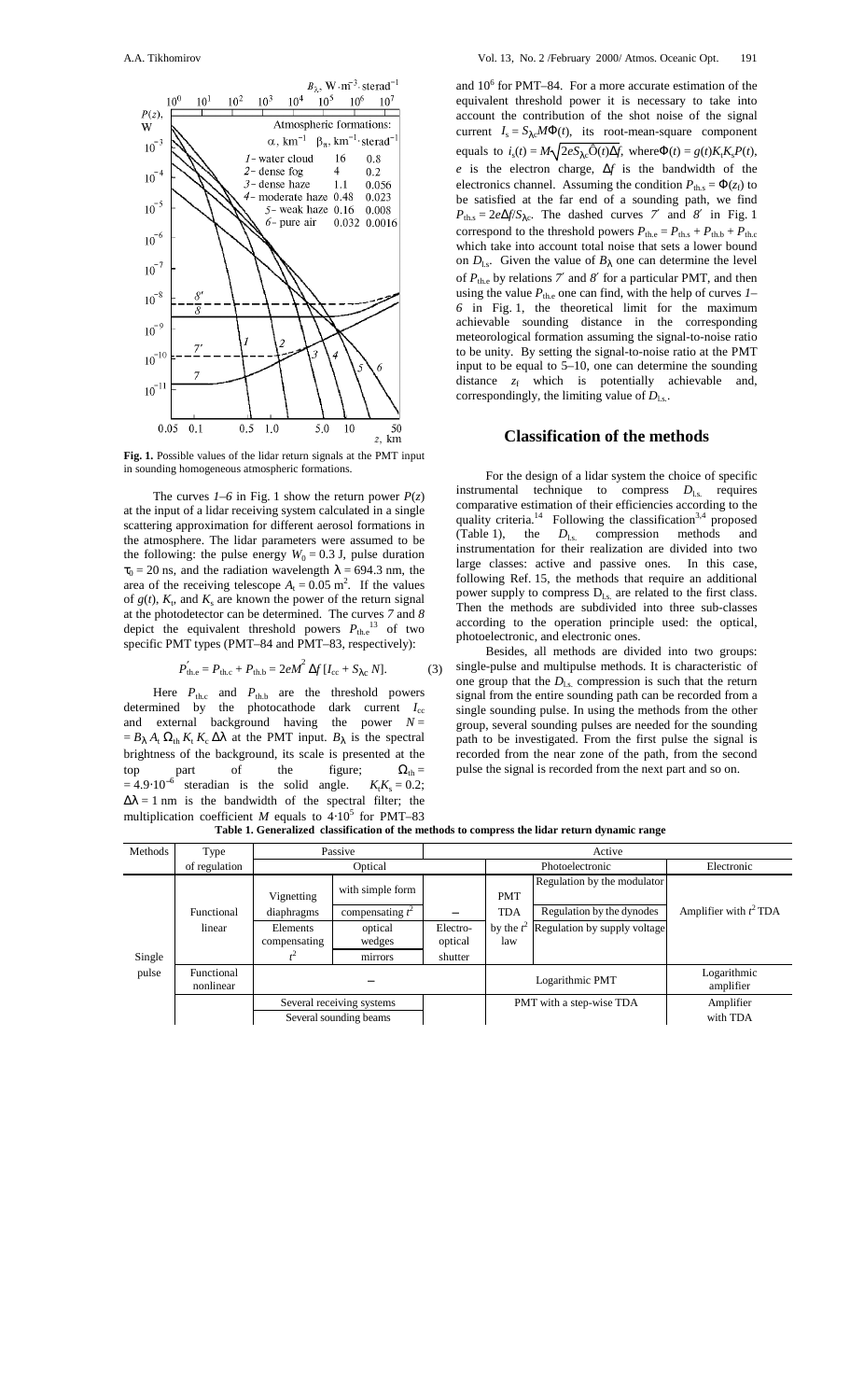**Fig. 1.** Possible values of the lidar return signals at the PMT input in sounding homogeneous atmospheric formations.

The curves *1–6* in Fig. 1 show the return power $P(z)$ at the input of a lidar receiving system calculated in a single scattering approximation for different aerosol formations in the atmosphere. The lidar parameters were assumed to be the following: the pulse energy $W_0 = 0.3$ J, pulse duration $\tau_0 = 20$ ns, and the radiation wavelength $\lambda = 694.3$ nm, the area of the receiving telescope $A_t = 0.05$ m$^2$. If the values of $g(t)$, $K_t$, and $K_s$ are known the power of the return signal at the photodetector can be determined. The curves *7* and *8* depict the equivalent threshold powers $P_{\text{th.e}}$[13] of two specific PMT types (PMT–84 and PMT–83, respectively):

$$P'_{\text{th.e}} = P_{\text{th.c}} + P_{\text{th.b}} = 2eM^2\,\Delta f\,[I_{\text{cc}} + S_{\lambda c}\,N]. \tag{3}$$

Here $P_{\text{th.c}}$ and $P_{\text{th.b}}$ are the threshold powers determined by the photocathode dark current $I_{\text{cc}}$ and external background having the power $N = B_\lambda\, A_t\, \Omega_{\text{th}}\, K_t\, K_c\, \Delta\lambda$ at the PMT input. $B_\lambda$ is the spectral brightness of the background, its scale is presented at the top part of the figure; $\Omega_{\text{th}} = 4.9\cdot 10^{-6}$ steradian is the solid angle. $K_t K_s = 0.2$; $\Delta\lambda = 1$ nm is the bandwidth of the spectral filter; the multiplication coefficient $M$ equals to $4\cdot 10^5$ for PMT–83 and $10^6$ for PMT–84. For a more accurate estimation of the equivalent threshold power it is necessary to take into account the contribution of the shot noise of the signal current $I_s = S_{\lambda c} M \Phi(t)$, its root-mean-square component equals to $i_s(t) = M\sqrt{2eS_{\lambda c}\Phi(t)\Delta f}$, where $\Phi(t) = g(t)K_t K_s P(t)$, $e$ is the electron charge, $\Delta f$ is the bandwidth of the electronics channel. Assuming the condition $P_{\text{th.s}} = \Phi(z_l)$ to be satisfied at the far end of a sounding path, we find $P_{\text{th.s}} = 2e\Delta f / S_{\lambda c}$. The dashed curves *7′* and *8′* in Fig. 1 correspond to the threshold powers $P_{\text{th.e}} = P_{\text{th.s}} + P_{\text{th.b}} + P_{\text{th.c}}$ which take into account total noise that sets a lower bound on $D_{\text{l.s}}$. Given the value of $B_\lambda$ one can determine the level of $P_{\text{th.e}}$ by relations *7′* and *8′* for a particular PMT, and then using the value $P_{\text{th.e}}$ one can find, with the help of curves *1–6* in Fig. 1, the theoretical limit for the maximum achievable sounding distance in the corresponding meteorological formation assuming the signal-to-noise ratio to be unity. By setting the signal-to-noise ratio at the PMT input to be equal to 5–10, one can determine the sounding distance $z_l$ which is potentially achievable and, correspondingly, the limiting value of $D_{\text{l.s.}}$.

## Classification of the methods

For the design of a lidar system the choice of specific instrumental technique to compress $D_{\text{l.s.}}$ requires comparative estimation of their efficiencies according to the quality criteria.[14] Following the classification[3,4] proposed (Table 1), the $D_{\text{l.s.}}$ compression methods and instrumentation for their realization are divided into two large classes: active and passive ones. In this case, following Ref. 15, the methods that require an additional power supply to compress $D_{\text{l.s.}}$ are related to the first class. Then the methods are subdivided into three sub-classes according to the operation principle used: the optical, photoelectronic, and electronic ones.

Besides, all methods are divided into two groups: single-pulse and multipulse methods. It is characteristic of one group that the $D_{\text{l.s.}}$ compression is such that the return signal from the entire sounding path can be recorded from a single sounding pulse. In using the methods from the other group, several sounding pulses are needed for the sounding path to be investigated. From the first pulse the signal is recorded from the near zone of the path, from the second pulse the signal is recorded from the next part and so on.

**Table 1. Generalized classification of the methods to compress the lidar return dynamic range**

| Methods | Type of regulation | Passive | | Active | | | |
|---|---|---|---|---|---|---|---|
| | | Optical | | | Photoelectronic | | Electronic |
| Single pulse | Functional linear | Vignetting diaphragms; Elements compensating $t^2$ | with simple form; compensating $t^2$ optical wedges; mirrors | – ; Electro-optical shutter | PMT TDA by the $t^2$ law | Regulation by the modulator; Regulation by the dynodes; Regulation by supply voltage | Amplifier with $t^2$ TDA |
| | Functional nonlinear | – | | | Logarithmic PMT | | Logarithmic amplifier |
| | | Several receiving systems; Several sounding beams | | | PMT with a step-wise TDA | | Amplifier with TDA |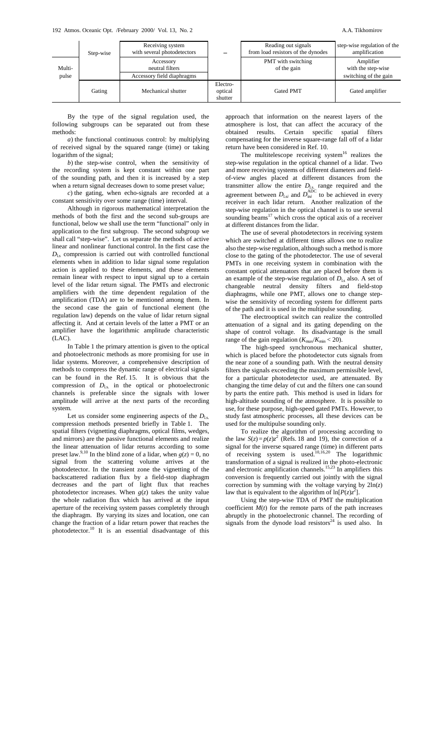| | Step-wise | Receiving system with several photodetectors | – | Reading out signals from load resistors of the dynodes | step-wise regulation of the amplification |
|---|---|---|---|---|---|
| Multi-pulse | | Accessory neutral filters | | PMT with switching of the gain | Amplifier with the step-wise switching of the gain |
| | | Accessory field diaphragms | | | |
| | Gating | Mechanical shutter | Electro-optical shutter | Gated PMT | Gated amplifier |

By the type of the signal regulation used, the following subgroups can be separated out from these methods:

*a*) the functional continuous control: by multiplying of received signal by the squared range (time) or taking logarithm of the signal;

*b*) the step-wise control, when the sensitivity of the recording system is kept constant within one part of the sounding path, and then it is increased by a step when a return signal decreases down to some preset value;

*c*) the gating, when echo-signals are recorded at a constant sensitivity over some range (time) interval.

Although in rigorous mathematical interpretation the methods of both the first and the second sub-groups are functional, below we shall use the term "functional" only in application to the first subgroup. The second subgroup we shall call "step-wise". Let us separate the methods of active linear and nonlinear functional control. In the first case the $D_{l.s}$ compression is carried out with controlled functional elements when in addition to lidar signal some regulation action is applied to these elements, and these elements remain linear with respect to input signal up to a certain level of the lidar return signal. The PMTs and electronic amplifiers with the time dependent regulation of the amplification (TDA) are to be mentioned among them. In the second case the gain of functional element (the regulation law) depends on the value of lidar return signal affecting it. And at certain levels of the latter a PMT or an amplifier have the logarithmic amplitude characteristic (LAC).

In Table 1 the primary attention is given to the optical and photoelectronic methods as more promising for use in lidar systems. Moreover, a comprehensive description of methods to compress the dynamic range of electrical signals can be found in the Ref. 15. It is obvious that the compression of $D_{l.s.}$ in the optical or photoelectronic channels is preferable since the signals with lower amplitude will arrive at the next parts of the recording system.

Let us consider some engineering aspects of the $D_{l.s.}$ compression methods presented briefly in Table 1. The spatial filters (vignetting diaphragms, optical films, wedges, and mirrors) are the passive functional elements and realize the linear attenuation of lidar returns according to some preset law.[9,10] In the blind zone of a lidar, when $g(z) = 0$, no signal from the scattering volume arrives at the photodetector. In the transient zone the vignetting of the backscattered radiation flux by a field-stop diaphragm decreases and the part of light flux that reaches photodetector increases. When $g(z)$ takes the unity value the whole radiation flux which has arrived at the input aperture of the receiving system passes completely through the diaphragm. By varying its sizes and location, one can change the fraction of a lidar return power that reaches the photodetector.[10] It is an essential disadvantage of this approach that information on the nearest layers of the atmosphere is lost, that can affect the accuracy of the obtained results. Certain specific spatial filters compensating for the inverse square-range fall off of a lidar return have been considered in Ref. 10.

The multitelescope receiving system[16] realizes the step-wise regulation in the optical channel of a lidar. Two and more receiving systems of different diameters and field-of-view angles placed at different distances from the transmitter allow the entire $D_{l.s.}$ range required and the agreement between $D_{l.si}$ and $D_{ini}^{\text{ADC}}$ to be achieved in every receiver in each lidar return. Another realization of the step-wise regulation in the optical channel is to use several sounding beams[17] which cross the optical axis of a receiver at different distances from the lidar.

The use of several photodetectors in receiving system which are switched at different times allows one to realize also the step-wise regulation, although such a method is more close to the gating of the photodetector. The use of several PMTs in one receiving system in combination with the constant optical attenuators that are placed before them is an example of the step-wise regulation of $D_{l.s}$ also. A set of changeable neutral density filters and field-stop diaphragms, while one PMT, allows one to change step-wise the sensitivity of recording system for different parts of the path and it is used in the multipulse sounding.

The electrooptical switch can realize the controlled attenuation of a signal and its gating depending on the shape of control voltage. Its disadvantage is the small range of the gain regulation ($K_{\max}/K_{\min} < 20$).

The high-speed synchronous mechanical shutter, which is placed before the photodetector cuts signals from the near zone of a sounding path. With the neutral density filters the signals exceeding the maximum permissible level, for a particular photodetector used, are attenuated. By changing the time delay of cut and the filters one can sound by parts the entire path. This method is used in lidars for high-altitude sounding of the atmosphere. It is possible to use, for these purpose, high-speed gated PMTs. However, to study fast atmospheric processes, all these devices can be used for the multipulse sounding only.

To realize the algorithm of processing according to the law $S(z) = p(z)z^2$ (Refs. 18 and 19), the correction of a signal for the inverse squared range (time) in different parts of receiving system is used.[10,16,20] The logarithmic transformation of a signal is realized in the photo-electronic and electronic amplification channels.[15,23] In amplifiers this conversion is frequently carried out jointly with the signal correction by summing with the voltage varying by $2\ln(z)$ law that is equivalent to the algorithm of $\ln[P(z)z^2]$.

Using the step-wise TDA of PMT the multiplication coefficient $M(t)$ for the remote parts of the path increases abruptly in the photoelectronic channel. The recording of signals from the dynode load resistors[24] is used also. In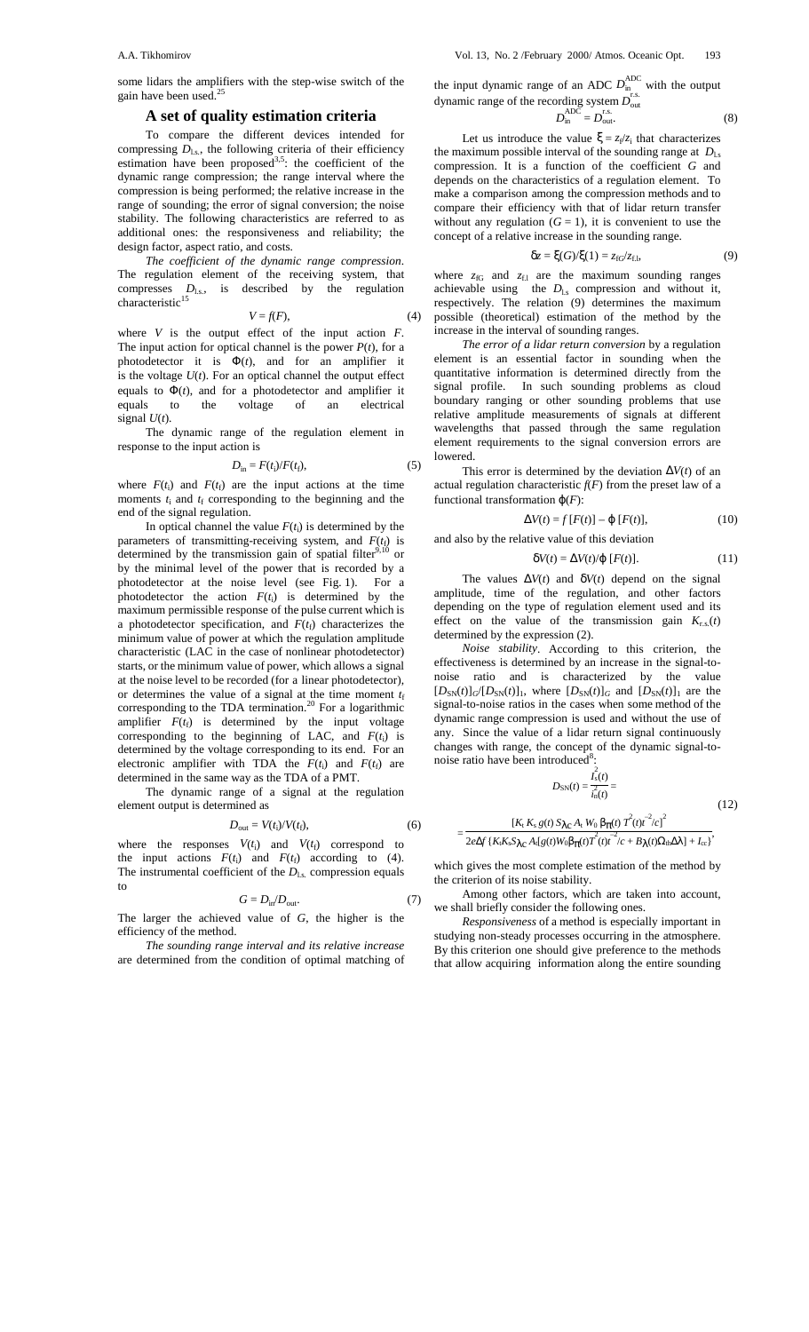some lidars the amplifiers with the step-wise switch of the gain have been used.[25]

## A set of quality estimation criteria

To compare the different devices intended for compressing $D_{l.s.}$, the following criteria of their efficiency estimation have been proposed[3,5]: the coefficient of the dynamic range compression; the range interval where the compression is being performed; the relative increase in the range of sounding; the error of signal conversion; the noise stability. The following characteristics are referred to as additional ones: the responsiveness and reliability; the design factor, aspect ratio, and costs.

*The coefficient of the dynamic range compression*. The regulation element of the receiving system, that compresses $D_{l.s.}$, is described by the regulation characteristic[15]

$$V = f(F), \tag{4}$$

where $V$ is the output effect of the input action $F$. The input action for optical channel is the power $P(t)$, for a photodetector it is $\Phi(t)$, and for an amplifier it is the voltage $U(t)$. For an optical channel the output effect equals to $\Phi(t)$, and for a photodetector and amplifier it equals to the voltage of an electrical signal $U(t)$.

The dynamic range of the regulation element in response to the input action is

$$D_{\text{in}} = F(t_i)/F(t_f), \tag{5}$$

where $F(t_i)$ and $F(t_f)$ are the input actions at the time moments $t_i$ and $t_f$ corresponding to the beginning and the end of the signal regulation.

In optical channel the value $F(t_i)$ is determined by the parameters of transmitting-receiving system, and $F(t_f)$ is determined by the transmission gain of spatial filter[9,10] or by the minimal level of the power that is recorded by a photodetector at the noise level (see Fig. 1). For a photodetector the action $F(t_i)$ is determined by the maximum permissible response of the pulse current which is a photodetector specification, and $F(t_f)$ characterizes the minimum value of power at which the regulation amplitude characteristic (LAC in the case of nonlinear photodetector) starts, or the minimum value of power, which allows a signal at the noise level to be recorded (for a linear photodetector), or determines the value of a signal at the time moment $t_f$ corresponding to the TDA termination.[20] For a logarithmic amplifier $F(t_f)$ is determined by the input voltage corresponding to the beginning of LAC, and $F(t_i)$ is determined by the voltage corresponding to its end. For an electronic amplifier with TDA the $F(t_i)$ and $F(t_f)$ are determined in the same way as the TDA of a PMT.

The dynamic range of a signal at the regulation element output is determined as

$$D_{\text{out}} = V(t_i)/V(t_f), \tag{6}$$

where the responses $V(t_i)$ and $V(t_f)$ correspond to the input actions $F(t_i)$ and $F(t_f)$ according to (4). The instrumental coefficient of the $D_{l.s.}$ compression equals to

$$G = D_{\text{in}}/D_{\text{out}}. \tag{7}$$

The larger the achieved value of $G$, the higher is the efficiency of the method.

*The sounding range interval and its relative increase* are determined from the condition of optimal matching of the input dynamic range of an ADC $D_{\text{in}}^{\text{ADC}}$ with the output dynamic range of the recording system $D_{\text{out}}^{\text{r.s.}}$

$$D_{\text{in}}^{\text{ADC}} = D_{\text{out}}^{\text{r.s.}}. \tag{8}$$

Let us introduce the value $\xi = z_f/z_i$ that characterizes the maximum possible interval of the sounding range at $D_{l.s}$ compression. It is a function of the coefficient $G$ and depends on the characteristics of a regulation element. To make a comparison among the compression methods and to compare their efficiency with that of lidar return transfer without any regulation ($G = 1$), it is convenient to use the concept of a relative increase in the sounding range.

$$\delta z = \xi(G)/\xi(1) = z_{fG}/z_{f.1}, \tag{9}$$

where $z_{fG}$ and $z_{f.1}$ are the maximum sounding ranges achievable using the $D_{l.s}$ compression and without it, respectively. The relation (9) determines the maximum possible (theoretical) estimation of the method by the increase in the interval of sounding ranges.

*The error of a lidar return conversion* by a regulation element is an essential factor in sounding when the quantitative information is determined directly from the signal profile. In such sounding problems as cloud boundary ranging or other sounding problems that use relative amplitude measurements of signals at different wavelengths that passed through the same regulation element requirements to the signal conversion errors are lowered.

This error is determined by the deviation $\Delta V(t)$ of an actual regulation characteristic $f(F)$ from the preset law of a functional transformation $\varphi(F)$:

$$\Delta V(t) = f\,[F(t)] - \varphi\,[F(t)], \tag{10}$$

and also by the relative value of this deviation

$$\delta V(t) = \Delta V(t)/\varphi\,[F(t)]. \tag{11}$$

The values $\Delta V(t)$ and $\delta V(t)$ depend on the signal amplitude, time of the regulation, and other factors depending on the type of regulation element used and its effect on the value of the transmission gain $K_{r.s.}(t)$ determined by the expression (2).

*Noise stability*. According to this criterion, the effectiveness is determined by an increase in the signal-to-noise ratio and is characterized by the value $[D_{SN}(t)]_G/[D_{SN}(t)]_1$, where $[D_{SN}(t)]_G$ and $[D_{SN}(t)]_1$ are the signal-to-noise ratios in the cases when some method of the dynamic range compression is used and without the use of any. Since the value of a lidar return signal continuously changes with range, the concept of the dynamic signal-to-noise ratio have been introduced[8]:

$$D_{SN}(t) = \frac{I_s^2(t)}{\bar{i}_n^2(t)} =$$

$$= \frac{[K_t\,K_s\,g(t)\,S_{\lambda c}\,A_r\,W_0\,\beta_\pi(t)\,T^2(t)t^{-2}/c]^2}{2e\Delta f\,\{K_t K_s S_{\lambda c}\,A_r[g(t)W_0\beta_\pi(t)T^2(t)t^{-2}/c + B_\lambda(t)\Omega_{\text{th}}\Delta\lambda] + I_{cc}\}}, \tag{12}$$

which gives the most complete estimation of the method by the criterion of its noise stability.

Among other factors, which are taken into account, we shall briefly consider the following ones.

*Responsiveness* of a method is especially important in studying non-steady processes occurring in the atmosphere. By this criterion one should give preference to the methods that allow acquiring information along the entire sounding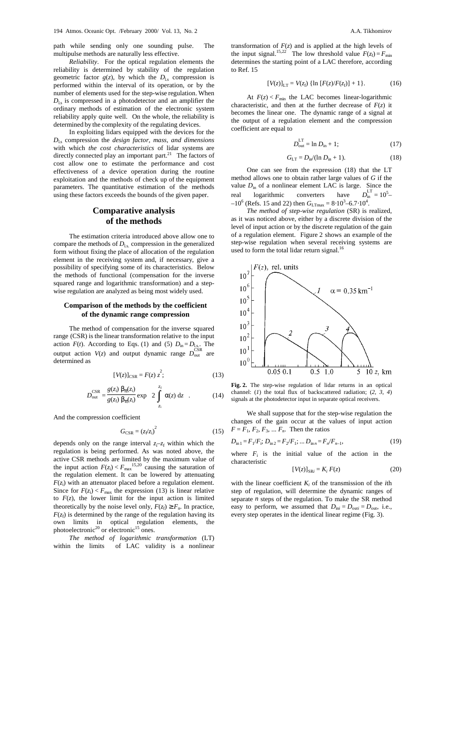path while sending only one sounding pulse. The multipulse methods are naturally less effective.

*Reliability*. For the optical regulation elements the reliability is determined by stability of the regulation geometric factor $g(z)$, by which the $D_{\rm l.s}$ compression is performed within the interval of its operation, or by the number of elements used for the step-wise regulation. When $D_{\rm l.s}$ is compressed in a photodetector and an amplifier the ordinary methods of estimation of the electronic system reliability apply quite well. On the whole, the reliability is determined by the complexity of the regulating devices.

In exploiting lidars equipped with the devices for the $D_{\rm l.s}$ compression the *design factor, mass, and dimensions* with which *the cost characteristics* of lidar systems are directly connected play an important part.[21] The factors of cost allow one to estimate the performance and cost effectiveness of a device operation during the routine exploitation and the methods of check up of the equipment parameters. The quantitative estimation of the methods using these factors exceeds the bounds of the given paper.

## Comparative analysis of the methods

The estimation criteria introduced above allow one to compare the methods of $D_{\rm l.s.}$ compression in the generalized form without fixing the place of allocation of the regulation element in the receiving system and, if necessary, give a possibility of specifying some of its characteristics. Below the methods of functional (compensation for the inverse squared range and logarithmic transformation) and a step-wise regulation are analyzed as being most widely used.

### Comparison of the methods by the coefficient of the dynamic range compression

The method of compensation for the inverse squared range (CSR) is the linear transformation relative to the input action $F(t)$. According to Eqs. (1) and (5) $D_{\rm in} = D_{\rm l.s.}$. The output action $V(z)$ and output dynamic range $D_{\rm out}^{\rm CSR}$ are determined as

$$[V(z)]_{\rm CSR} = F(z)\, z^2; \qquad (13)$$

$$D_{\rm out}^{\rm CSR} = \frac{g(z_{\rm i})\,\beta_\pi(z_{\rm i})}{g(z_{\rm f})\,\beta_\pi(z_{\rm f})} \exp\left[2\int_{z_{\rm i}}^{z_{\rm f}} \alpha(z)\, {\rm d}z\right]. \qquad (14)$$

And the compression coefficient

$$G_{\rm CSR} = (z_{\rm f}/z_{\rm i})^2 \qquad (15)$$

depends only on the range interval $z_{\rm i}$–$z_{\rm f}$ within which the regulation is being performed. As was noted above, the active CSR methods are limited by the maximum value of the input action $F(z_{\rm i}) < F_{\max}$[15,20] causing the saturation of the regulation element. It can be lowered by attenuating $F(z_{\rm i})$ with an attenuator placed before a regulation element. Since for $F(z_{\rm i}) < F_{\max}$ the expression (13) is linear relative to $F(z)$, the lower limit for the input action is limited theoretically by the noise level only, $F(z_{\rm f}) \ge F_{\rm n}$. In practice, $F(z_{\rm f})$ is determined by the range of the regulation having its own limits in optical regulation elements, the photoelectronic[20] or electronic[15] ones.

*The method of logarithmic transformation* (LT) within the limits of LAC validity is a nonlinear transformation of $F(z)$ and is applied at the high levels of the input signal.[15,22] The low threshold value $F(z_{\rm f}) = F_{\min}$ determines the starting point of a LAC therefore, according to Ref. 15

$$[V(z)]_{\rm LT} = V(z_{\rm f})\, \{\ln\, [F(z)/F(z_{\rm f})] + 1\}. \qquad (16)$$

At $F(z) < F_{\min}$ the LAC becomes linear-logarithmic characteristic, and then at the further decrease of $F(z)$ it becomes the linear one. The dynamic range of a signal at the output of a regulation element and the compression coefficient are equal to

$$D_{\rm out}^{\rm LT} = \ln D_{\rm in} + 1; \qquad (17)$$

$$G_{\rm LT} = D_{\rm in}/(\ln D_{\rm in} + 1). \qquad (18)$$

One can see from the expression (18) that the LT method allows one to obtain rather large values of $G$ if the value $D_{\rm in}$ of a nonlinear element LAC is large. Since the real logarithmic converters have $D_{\rm in}^{\rm LT} = 10^5$–$10^6$ (Refs. 15 and 22) then $G_{\rm LT\max} = 8\cdot 10^3$–$6.7\cdot 10^4$.

*The method of step-wise regulation* (SR) is realized, as it was noticed above, either by a discrete division of the level of input action or by the discrete regulation of the gain of a regulation element. Figure 2 shows an example of the step-wise regulation when several receiving systems are used to form the total lidar return signal.[16]

**Fig. 2.** The step-wise regulation of lidar returns in an optical channel: (*1*) the total flux of backscattered radiation; (*2*, *3*, *4*) signals at the photodetector input in separate optical receivers.

We shall suppose that for the step-wise regulation the changes of the gain occur at the values of input action $F = F_1, F_2, F_3, \ldots F_n$. Then the ratios

$$D_{\rm in\,1} = F_1/F_{\rm i};\ D_{\rm in\,2} = F_2/F_1;\ \ldots D_{{\rm in}\,n} = F_n/F_{n-1}, \qquad (19)$$

where $F_{\rm i}$ is the initial value of the action in the characteristic

$$[V(z)]_{{\rm SR}i} = K_i\, F(z) \qquad (20)$$

with the linear coefficient $K_i$ of the transmission of the $i$th step of regulation, will determine the dynamic ranges of separate $n$ steps of the regulation. To make the SR method easy to perform, we assumed that $D_{{\rm in}i} = D_{{\rm out}i} = D_{\rm out}$, i.e., every step operates in the identical linear regime (Fig. 3).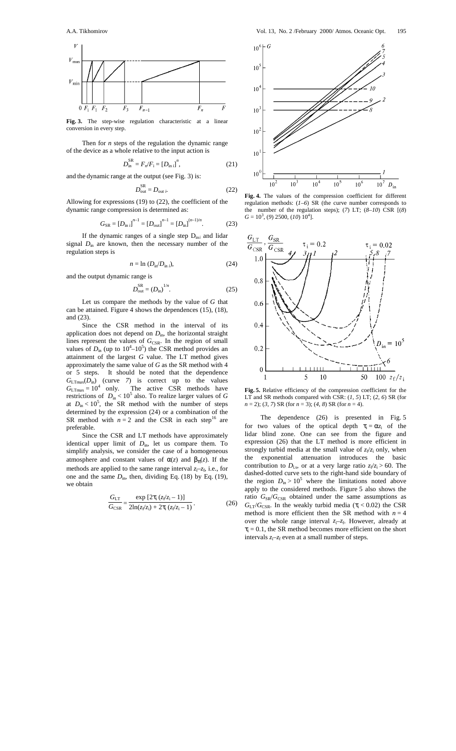**Fig. 3.** The step-wise regulation characteristic at a linear conversion in every step.

Then for $n$ steps of the regulation the dynamic range of the device as a whole relative to the input action is

$$D_{\rm in}^{\rm SR} = F_n/F_{\rm i} = [D_{\rm in\,i}]^n, \tag{21}$$

and the dynamic range at the output (see Fig. 3) is:

$$D_{\rm out}^{\rm SR} = D_{\rm out\,\it i}. \tag{22}$$

Allowing for expressions (19) to (22), the coefficient of the dynamic range compression is determined as:

$$G_{\rm SR} = [D_{\rm in\,i}]^{n-1} = [D_{\rm out}]^{n-1} = [D_{\rm in}]^{(n-1)/n}. \tag{23}$$

If the dynamic ranges of a single step $D_{\rm in\it i}$ and lidar signal $D_{\rm in}$ are known, then the necessary number of the regulation steps is

$$n = \ln (D_{\rm in}/D_{\rm in\,i}), \tag{24}$$

and the output dynamic range is

$$D_{\rm out}^{\rm SR} = (D_{\rm in})^{1/n}. \tag{25}$$

Let us compare the methods by the value of $G$ that can be attained. Figure 4 shows the dependences (15), (18), and (23).

Since the CSR method in the interval of its application does not depend on $D_{\rm in}$, the horizontal straight lines represent the values of $G_{\rm CSR}$. In the region of small values of $D_{\rm in}$ (up to $10^4$–$10^5$) the CSR method provides an attainment of the largest $G$ value. The LT method gives approximately the same value of $G$ as the SR method with 4 or 5 steps. It should be noted that the dependence $G_{\rm LTmax}(D_{\rm in})$ (curve *7*) is correct up to the values $G_{\rm LTmax} = 10^4$ only. The active CSR methods have restrictions of $D_{\rm in} < 10^5$ also. To realize larger values of $G$ at $D_{\rm in} < 10^5$, the SR method with the number of steps determined by the expression (24) or a combination of the SR method with $n = 2$ and the CSR in each step[16] are preferable.

Since the CSR and LT methods have approximately identical upper limit of $D_{\rm in}$, let us compare them. To simplify analysis, we consider the case of a homogeneous atmosphere and constant values of $\alpha(z)$ and $\beta_\pi(z)$. If the methods are applied to the same range interval $z_{\rm i}$–$z_{\rm f}$, i.e., for one and the same $D_{\rm in}$, then, dividing Eq. (18) by Eq. (19), we obtain

$$\frac{G_{\rm LT}}{G_{\rm CSR}} = \frac{\exp\,[2\tau_{\rm i}\,(z_{\rm f}/z_{\rm i} - 1)]}{2\ln(z_{\rm f}/z_{\rm i}) + 2\tau_{\rm i}\,(z_{\rm f}/z_{\rm i} - 1)}. \tag{26}$$

**Fig. 4.** The values of the compression coefficient for different regulation methods: (*1–6*) SR (the curve number corresponds to the number of the regulation steps); (*7*) LT; (*8–10*) CSR [(*8*) $G = 10^3$, (*9*) 2500, (*10*) $10^4$].

**Fig. 5.** Relative efficiency of the compression coefficient for the LT and SR methods compared with CSR: (*1*, *5*) LT; (*2*, *6*) SR (for $n = 2$); (*3*, *7*) SR (for $n = 3$); (*4*, *8*) SR (for $n = 4$).

The dependence (26) is presented in Fig. 5 for two values of the optical depth $\tau_{\rm i} = \alpha z_{\rm i}$ of the lidar blind zone. One can see from the figure and expression (26) that the LT method is more efficient in strongly turbid media at the small value of $z_{\rm f}/z_{\rm i}$ only, when the exponential attenuation introduces the basic contribution to $D_{\rm Ls}$, or at a very large ratio $z_{\rm f}/z_{\rm i} > 60$. The dashed-dotted curve sets to the right-hand side boundary of the region $D_{\rm in} > 10^5$ where the limitations noted above apply to the considered methods. Figure 5 also shows the ratio $G_{\rm SR}/G_{\rm CSR}$ obtained under the same assumptions as $G_{\rm LT}/G_{\rm CSR}$. In the weakly turbid media ($\tau_{\rm i} < 0.02$) the CSR method is more efficient then the SR method with $n = 4$ over the whole range interval $z_{\rm i}$–$z_{\rm f}$. However, already at $\tau_{\rm i} = 0.1$, the SR method becomes more efficient on the short intervals $z_{\rm i}$–$z_{\rm f}$ even at a small number of steps.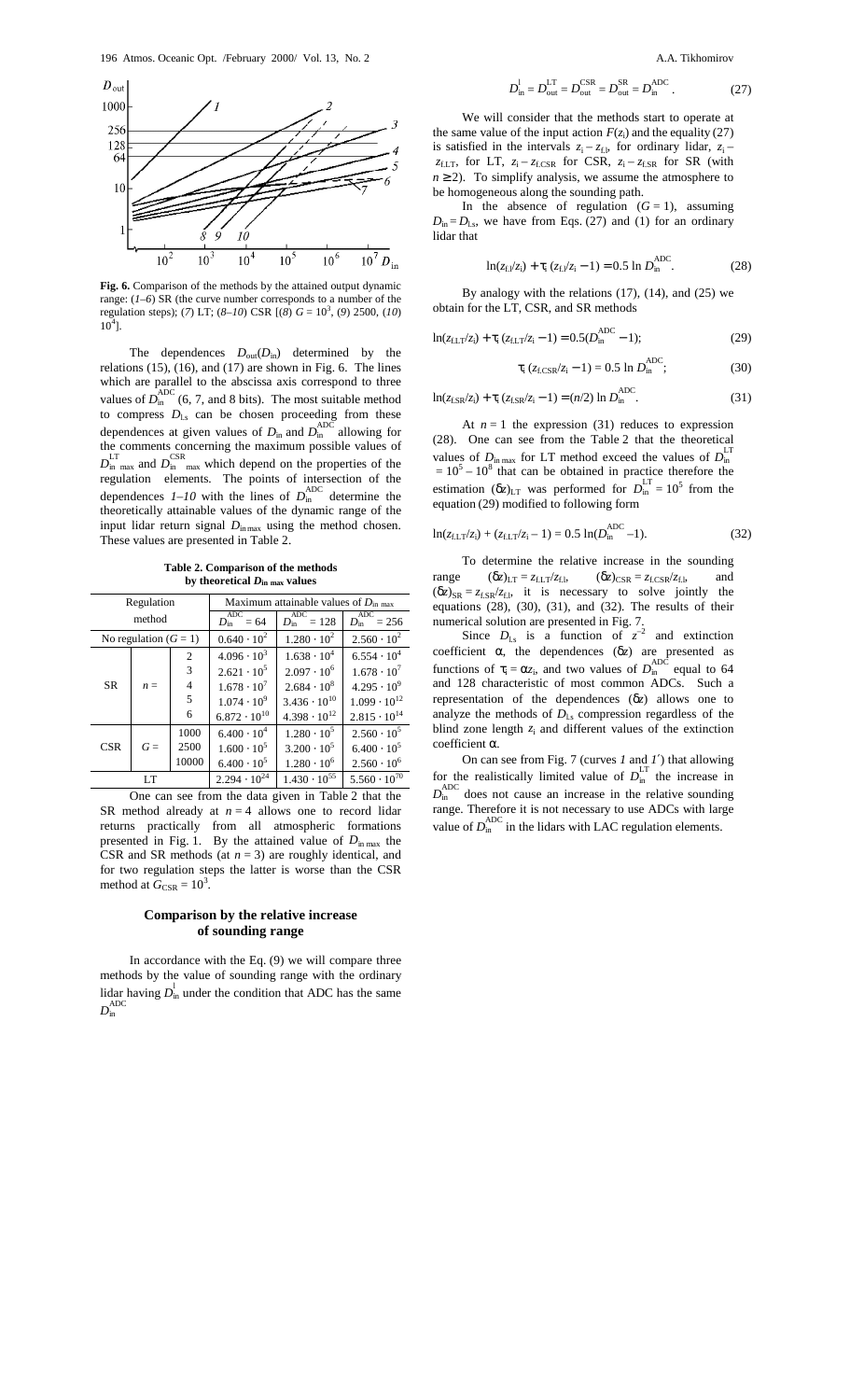**Fig. 6.** Comparison of the methods by the attained output dynamic range: (*1–6*) SR (the curve number corresponds to a number of the regulation steps); (*7*) LT; (*8–10*) CSR [(*8*) $G = 10^3$, (*9*) 2500, (*10*) $10^4$].

The dependences $D_{out}(D_{in})$ determined by the relations (15), (16), and (17) are shown in Fig. 6. The lines which are parallel to the abscissa axis correspond to three values of $D_{in}^{ADC}$ (6, 7, and 8 bits). The most suitable method to compress $D_{Ls}$ can be chosen proceeding from these dependences at given values of $D_{in}$ and $D_{in}^{ADC}$ allowing for the comments concerning the maximum possible values of $D_{in\ max}^{LT}$ and $D_{in\ max}^{CSR}$ which depend on the properties of the regulation elements. The points of intersection of the dependences *1–10* with the lines of $D_{in}^{ADC}$ determine the theoretically attainable values of the dynamic range of the input lidar return signal $D_{in\,max}$ using the method chosen. These values are presented in Table 2.

**Table 2. Comparison of the methods by theoretical $D_{in\ max}$ values**

| Regulation method | | | Maximum attainable values of $D_{in\ max}$ | | |
|---|---|---|---|---|---|
| | | | $D_{in}^{ADC} = 64$ | $D_{in}^{ADC} = 128$ | $D_{in}^{ADC} = 256$ |
| No regulation ($G = 1$) | | | $0.640 \cdot 10^2$ | $1.280 \cdot 10^2$ | $2.560 \cdot 10^2$ |
| SR | $n =$ | 2 | $4.096 \cdot 10^3$ | $1.638 \cdot 10^4$ | $6.554 \cdot 10^4$ |
| | | 3 | $2.621 \cdot 10^5$ | $2.097 \cdot 10^6$ | $1.678 \cdot 10^7$ |
| | | 4 | $1.678 \cdot 10^7$ | $2.684 \cdot 10^8$ | $4.295 \cdot 10^9$ |
| | | 5 | $1.074 \cdot 10^9$ | $3.436 \cdot 10^{10}$ | $1.099 \cdot 10^{12}$ |
| | | 6 | $6.872 \cdot 10^{10}$ | $4.398 \cdot 10^{12}$ | $2.815 \cdot 10^{14}$ |
| CSR | $G =$ | 1000 | $6.400 \cdot 10^4$ | $1.280 \cdot 10^5$ | $2.560 \cdot 10^5$ |
| | | 2500 | $1.600 \cdot 10^5$ | $3.200 \cdot 10^5$ | $6.400 \cdot 10^5$ |
| | | 10000 | $6.400 \cdot 10^5$ | $1.280 \cdot 10^6$ | $2.560 \cdot 10^6$ |
| LT | | | $2.294 \cdot 10^{24}$ | $1.430 \cdot 10^{55}$ | $5.560 \cdot 10^{70}$ |

One can see from the data given in Table 2 that the SR method already at $n = 4$ allows one to record lidar returns practically from all atmospheric formations presented in Fig. 1. By the attained value of $D_{in\,max}$ the CSR and SR methods (at $n = 3$) are roughly identical, and for two regulation steps the latter is worse than the CSR method at $G_{CSR} = 10^3$.

## Comparison by the relative increase of sounding range

In accordance with the Eq. (9) we will compare three methods by the value of sounding range with the ordinary lidar having $D_{in}^{l}$ under the condition that ADC has the same $D_{in}^{ADC}$

$$D_{in}^{l} = D_{out}^{LT} = D_{out}^{CSR} = D_{out}^{SR} = D_{in}^{ADC}. \quad (27)$$

We will consider that the methods start to operate at the same value of the input action $F(z_i)$ and the equality (27) is satisfied in the intervals $z_i - z_{f.l}$, for ordinary lidar, $z_i - z_{f.LT}$, for LT, $z_i - z_{f.CSR}$ for CSR, $z_i - z_{f.SR}$ for SR (with $n \geq 2$). To simplify analysis, we assume the atmosphere to be homogeneous along the sounding path.

In the absence of regulation ($G = 1$), assuming $D_{in} = D_{Ls}$, we have from Eqs. (27) and (1) for an ordinary lidar that

$$\ln(z_{f.l}/z_i) + \tau_i\,(z_{f.l}/z_i - 1) = 0.5 \ln D_{in}^{ADC}. \quad (28)$$

By analogy with the relations (17), (14), and (25) we obtain for the LT, CSR, and SR methods

$$\ln(z_{f.LT}/z_i) + \tau_i\,(z_{f.LT}/z_i - 1) = 0.5(D_{in}^{ADC} - 1); \quad (29)$$

$$\tau_i\,(z_{f.CSR}/z_i - 1) = 0.5 \ln D_{in}^{ADC}; \quad (30)$$

$$\ln(z_{f.SR}/z_i) + \tau_i\,(z_{f.SR}/z_i - 1) = (n/2) \ln D_{in}^{ADC}. \quad (31)$$

At $n = 1$ the expression (31) reduces to expression (28). One can see from the Table 2 that the theoretical values of $D_{in\,max}$ for LT method exceed the values of $D_{in}^{LT} = 10^5 - 10^8$ that can be obtained in practice therefore the estimation $(\delta z)_{LT}$ was performed for $D_{in}^{LT} = 10^5$ from the equation (29) modified to following form

$$\ln(z_{f.LT}/z_i) + (z_{f.LT}/z_i - 1) = 0.5 \ln(D_{in}^{ADC} - 1). \quad (32)$$

To determine the relative increase in the sounding range $(\delta z)_{LT} = z_{f.LT}/z_{f.l}$, $(\delta z)_{CSR} = z_{f.CSR}/z_{f.l}$, and $(\delta z)_{SR} = z_{f.SR}/z_{f.l}$, it is necessary to solve jointly the equations (28), (30), (31), and (32). The results of their numerical solution are presented in Fig. 7.

Since $D_{Ls}$ is a function of $z^{-2}$ and extinction coefficient $\alpha$, the dependences $(\delta z)$ are presented as functions of $\tau_i = \alpha z_i$, and two values of $D_{in}^{ADC}$ equal to 64 and 128 characteristic of most common ADCs. Such a representation of the dependences $(\delta z)$ allows one to analyze the methods of $D_{Ls}$ compression regardless of the blind zone length $z_i$ and different values of the extinction coefficient $\alpha$.

On can see from Fig. 7 (curves *1* and *1´*) that allowing for the realistically limited value of $D_{in}^{LT}$ the increase in $D_{in}^{ADC}$ does not cause an increase in the relative sounding range. Therefore it is not necessary to use ADCs with large value of $D_{in}^{ADC}$ in the lidars with LAC regulation elements.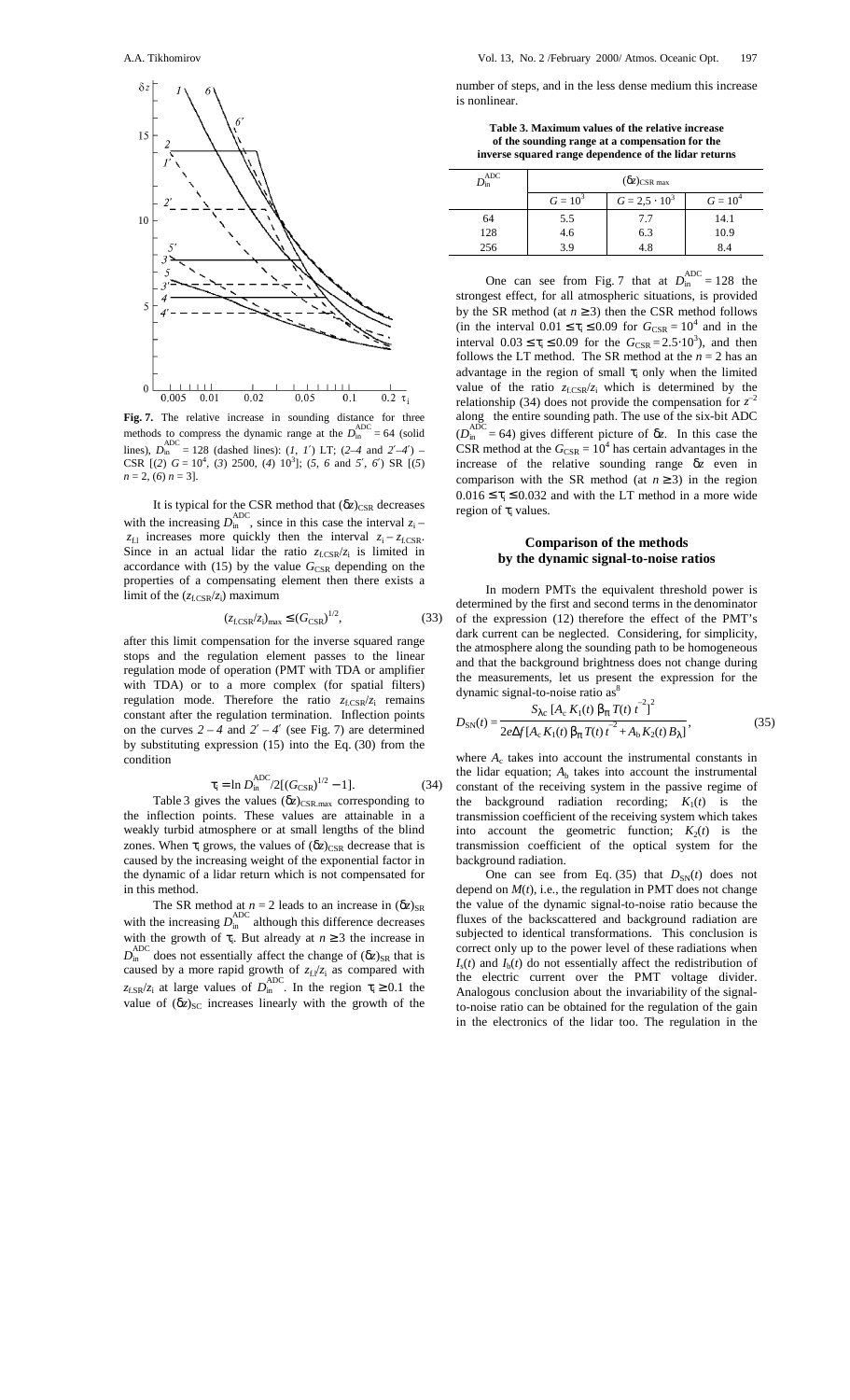**Fig. 7.** The relative increase in sounding distance for three methods to compress the dynamic range at the $D_{in}^{ADC} = 64$ (solid lines), $D_{in}^{ADC} = 128$ (dashed lines): (*1*, *1′*) LT; (*2–4* and *2′–4′*) – CSR [(*2*) $G = 10^4$, (*3*) 2500, (*4*) $10^3$]; (*5*, *6* and *5′*, *6′*) SR [(*5*) $n = 2$, (*6*) $n = 3$].

It is typical for the CSR method that $(\delta z)_{CSR}$ decreases with the increasing $D_{in}^{ADC}$, since in this case the interval $z_i - z_{f.l}$ increases more quickly then the interval $z_i - z_{f.CSR}$. Since in an actual lidar the ratio $z_{f.CSR}/z_i$ is limited in accordance with (15) by the value $G_{CSR}$ depending on the properties of a compensating element then there exists a limit of the $(z_{f.CSR}/z_i)$ maximum

$$(z_{f.CSR}/z_i)_{max} \le (G_{CSR})^{1/2}, \tag{33}$$

after this limit compensation for the inverse squared range stops and the regulation element passes to the linear regulation mode of operation (PMT with TDA or amplifier with TDA) or to a more complex (for spatial filters) regulation mode. Therefore the ratio $z_{f.CSR}/z_i$ remains constant after the regulation termination. Inflection points on the curves *2 – 4* and *2′ – 4′* (see Fig. 7) are determined by substituting expression (15) into the Eq. (30) from the condition

$$\tau_i = \ln D_{in}^{ADC}/2[(G_{CSR})^{1/2} - 1]. \tag{34}$$

Table 3 gives the values $(\delta z)_{CSR.max}$ corresponding to the inflection points. These values are attainable in a weakly turbid atmosphere or at small lengths of the blind zones. When $\tau_i$ grows, the values of $(\delta z)_{CSR}$ decrease that is caused by the increasing weight of the exponential factor in the dynamic of a lidar return which is not compensated for in this method.

The SR method at $n = 2$ leads to an increase in $(\delta z)_{SR}$ with the increasing $D_{in}^{ADC}$ although this difference decreases with the growth of $\tau_i$. But already at $n \ge 3$ the increase in $D_{in}^{ADC}$ does not essentially affect the change of $(\delta z)_{SR}$ that is caused by a more rapid growth of $z_{f.l}/z_i$ as compared with $z_{f.SR}/z_i$ at large values of $D_{in}^{ADC}$. In the region $\tau_i \ge 0.1$ the value of $(\delta z)_{SC}$ increases linearly with the growth of the number of steps, and in the less dense medium this increase is nonlinear.

**Table 3. Maximum values of the relative increase of the sounding range at a compensation for the inverse squared range dependence of the lidar returns**

| $D_{in}^{ADC}$ | $(\delta z)_{CSR\ max}$ | | |
|---|---|---|---|
| | $G = 10^3$ | $G = 2,5 \cdot 10^3$ | $G = 10^4$ |
| 64 | 5.5 | 7.7 | 14.1 |
| 128 | 4.6 | 6.3 | 10.9 |
| 256 | 3.9 | 4.8 | 8.4 |

One can see from Fig. 7 that at $D_{in}^{ADC} = 128$ the strongest effect, for all atmospheric situations, is provided by the SR method (at $n \ge 3$) then the CSR method follows (in the interval $0.01 \le \tau_i \le 0.09$ for $G_{CSR} = 10^4$ and in the interval $0.03 \le \tau_i \le 0.09$ for the $G_{CSR} = 2.5 \cdot 10^3$), and then follows the LT method. The SR method at the $n = 2$ has an advantage in the region of small $\tau_i$ only when the limited value of the ratio $z_{f.CSR}/z_i$ which is determined by the relationship (34) does not provide the compensation for $z^{-2}$ along the entire sounding path. The use of the six-bit ADC ($D_{in}^{ADC} = 64$) gives different picture of $\delta z$. In this case the CSR method at the $G_{CSR} = 10^4$ has certain advantages in the increase of the relative sounding range $\delta z$ even in comparison with the SR method (at $n \ge 3$) in the region $0.016 \le \tau_i \le 0.032$ and with the LT method in a more wide region of $\tau_i$ values.

## Comparison of the methods by the dynamic signal-to-noise ratios

In modern PMTs the equivalent threshold power is determined by the first and second terms in the denominator of the expression (12) therefore the effect of the PMT's dark current can be neglected. Considering, for simplicity, the atmosphere along the sounding path to be homogeneous and that the background brightness does not change during the measurements, let us present the expression for the dynamic signal-to-noise ratio as[8]

$$D_{SN}(t) = \frac{S_{\lambda c}\,[A_c\,K_1(t)\,\beta_\pi\,T(t)\,t^{-2}]^2}{2e\Delta f\,[A_c\,K_1(t)\,\beta_\pi\,T(t)\,t^{-2} + A_b\,K_2(t)\,B_\lambda]}, \tag{35}$$

where $A_c$ takes into account the instrumental constants in the lidar equation; $A_b$ takes into account the instrumental constant of the receiving system in the passive regime of the background radiation recording; $K_1(t)$ is the transmission coefficient of the receiving system which takes into account the geometric function; $K_2(t)$ is the transmission coefficient of the optical system for the background radiation.

One can see from Eq. (35) that $D_{SN}(t)$ does not depend on $M(t)$, i.e., the regulation in PMT does not change the value of the dynamic signal-to-noise ratio because the fluxes of the backscattered and background radiation are subjected to identical transformations. This conclusion is correct only up to the power level of these radiations when $I_s(t)$ and $I_b(t)$ do not essentially affect the redistribution of the electric current over the PMT voltage divider. Analogous conclusion about the invariability of the signal-to-noise ratio can be obtained for the regulation of the gain in the electronics of the lidar too. The regulation in the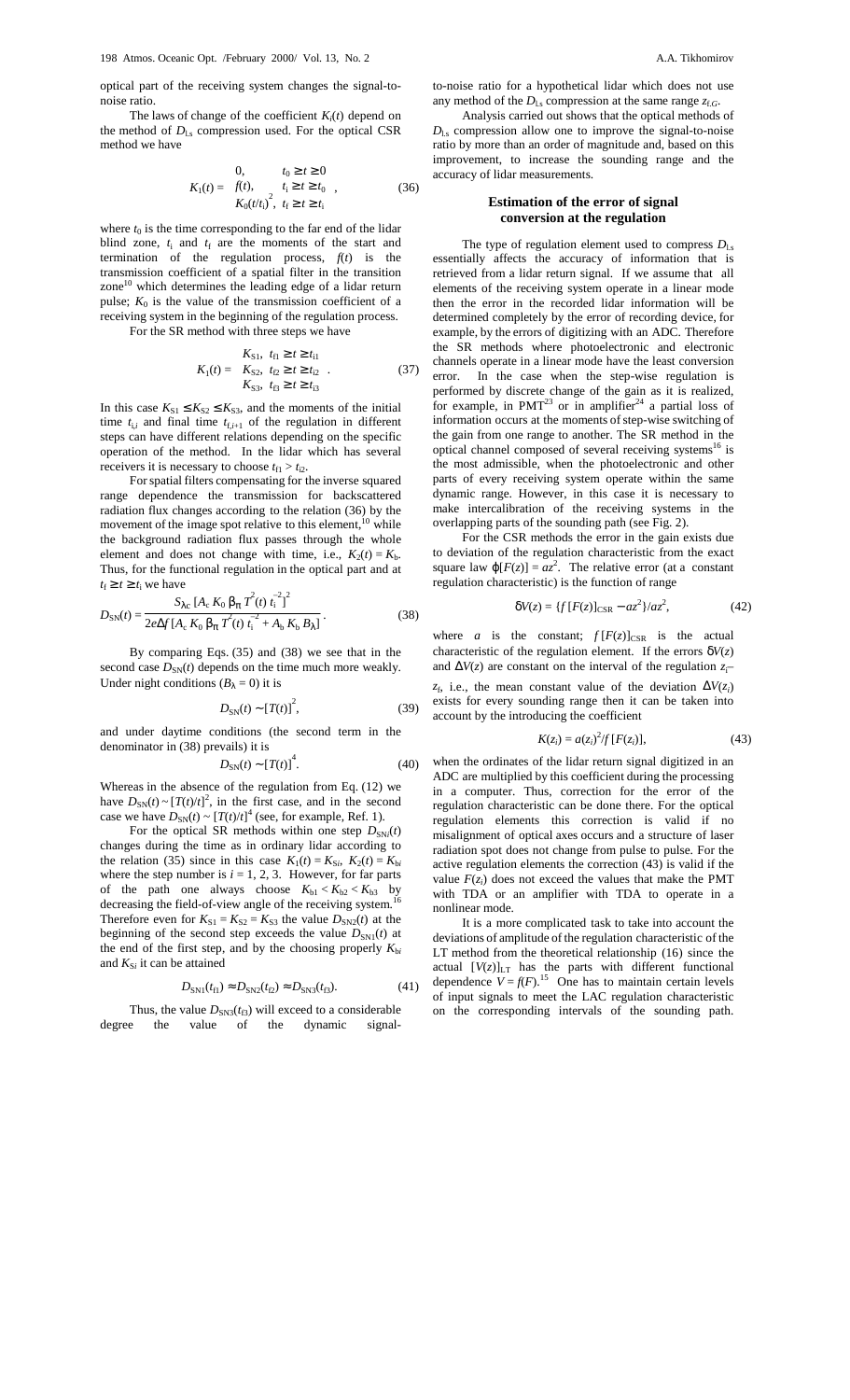optical part of the receiving system changes the signal-to-noise ratio.

The laws of change of the coefficient $K_i(t)$ depend on the method of $D_{Ls}$ compression used. For the optical CSR method we have

$$K_1(t) = \begin{cases} 0, & t_0 \geq t \geq 0 \\ f(t), & t_i \geq t \geq t_0 \\ K_0(t/t_i)^2, & t_f \geq t \geq t_i \end{cases}, \tag{36}$$

where $t_0$ is the time corresponding to the far end of the lidar blind zone, $t_i$ and $t_f$ are the moments of the start and termination of the regulation process, $f(t)$ is the transmission coefficient of a spatial filter in the transition zone[10] which determines the leading edge of a lidar return pulse; $K_0$ is the value of the transmission coefficient of a receiving system in the beginning of the regulation process.

For the SR method with three steps we have

$$K_1(t) = \begin{cases} K_{S1}, & t_{f1} \geq t \geq t_{i1} \\ K_{S2}, & t_{f2} \geq t \geq t_{i2} \\ K_{S3}, & t_{f3} \geq t \geq t_{i3} \end{cases}. \tag{37}$$

In this case $K_{S1} \leq K_{S2} \leq K_{S3}$, and the moments of the initial time $t_{i,i}$ and final time $t_{f,i+1}$ of the regulation in different steps can have different relations depending on the specific operation of the method. In the lidar which has several receivers it is necessary to choose $t_{f1} > t_{i2}$.

For spatial filters compensating for the inverse squared range dependence the transmission for backscattered radiation flux changes according to the relation (36) by the movement of the image spot relative to this element,[10] while the background radiation flux passes through the whole element and does not change with time, i.e., $K_2(t) = K_b$. Thus, for the functional regulation in the optical part and at $t_f \geq t \geq t_i$ we have

$$D_{SN}(t) = \frac{S_{\lambda c}\,[A_c\,K_0\,\beta_\pi\,T^2(t)\,t_i^{-2}]^2}{2e\Delta f\,[A_c\,K_0\,\beta_\pi\,T^2(t)\,t_i^{-2} + A_b\,K_b\,B_\lambda]}. \tag{38}$$

By comparing Eqs. (35) and (38) we see that in the second case $D_{SN}(t)$ depends on the time much more weakly. Under night conditions ($B_\lambda = 0$) it is

$$D_{SN}(t) \sim [T(t)]^2, \tag{39}$$

and under daytime conditions (the second term in the denominator in (38) prevails) it is

$$D_{SN}(t) \sim [T(t)]^4. \tag{40}$$

Whereas in the absence of the regulation from Eq. (12) we have $D_{SN}(t) \sim [T(t)/t]^2$, in the first case, and in the second case we have $D_{SN}(t) \sim [T(t)/t]^4$ (see, for example, Ref. 1).

For the optical SR methods within one step $D_{SNi}(t)$ changes during the time as in ordinary lidar according to the relation (35) since in this case $K_1(t) = K_{Si}$, $K_2(t) = K_{bi}$ where the step number is $i = 1, 2, 3$. However, for far parts of the path one always choose $K_{b1} < K_{b2} < K_{b3}$ by decreasing the field-of-view angle of the receiving system.[16] Therefore even for $K_{S1} = K_{S2} = K_{S3}$ the value $D_{SN2}(t)$ at the beginning of the second step exceeds the value $D_{SN1}(t)$ at the end of the first step, and by the choosing properly $K_{bi}$ and $K_{Si}$ it can be attained

$$D_{SN1}(t_{f1}) \approx D_{SN2}(t_{f2}) \approx D_{SN3}(t_{f3}). \tag{41}$$

Thus, the value $D_{SN3}(t_{f3})$ will exceed to a considerable degree the value of the dynamic signal-to-noise ratio for a hypothetical lidar which does not use any method of the $D_{Ls}$ compression at the same range $z_{f,G}$.

Analysis carried out shows that the optical methods of $D_{Ls}$ compression allow one to improve the signal-to-noise ratio by more than an order of magnitude and, based on this improvement, to increase the sounding range and the accuracy of lidar measurements.

## Estimation of the error of signal conversion at the regulation

The type of regulation element used to compress $D_{Ls}$ essentially affects the accuracy of information that is retrieved from a lidar return signal. If we assume that all elements of the receiving system operate in a linear mode then the error in the recorded lidar information will be determined completely by the error of recording device, for example, by the errors of digitizing with an ADC. Therefore the SR methods where photoelectronic and electronic channels operate in a linear mode have the least conversion error. In the case when the step-wise regulation is performed by discrete change of the gain as it is realized, for example, in PMT[23] or in amplifier[24] a partial loss of information occurs at the moments of step-wise switching of the gain from one range to another. The SR method in the optical channel composed of several receiving systems[16] is the most admissible, when the photoelectronic and other parts of every receiving system operate within the same dynamic range. However, in this case it is necessary to make intercalibration of the receiving systems in the overlapping parts of the sounding path (see Fig. 2).

For the CSR methods the error in the gain exists due to deviation of the regulation characteristic from the exact square law $\varphi[F(z)] = az^2$. The relative error (at a constant regulation characteristic) is the function of range

$$\delta V(z) = \{f\,[F(z)]_{CSR} - az^2\}/az^2, \tag{42}$$

where $a$ is the constant; $f\,[F(z)]_{CSR}$ is the actual characteristic of the regulation element. If the errors $\delta V(z)$ and $\Delta V(z)$ are constant on the interval of the regulation $z_i$–$z_f$, i.e., the mean constant value of the deviation $\Delta V(z_i)$ exists for every sounding range then it can be taken into account by the introducing the coefficient

$$K(z_i) = a(z_i)^2/f\,[F(z_i)], \tag{43}$$

when the ordinates of the lidar return signal digitized in an ADC are multiplied by this coefficient during the processing in a computer. Thus, correction for the error of the regulation characteristic can be done there. For the optical regulation elements this correction is valid if no misalignment of optical axes occurs and a structure of laser radiation spot does not change from pulse to pulse. For the active regulation elements the correction (43) is valid if the value $F(z_i)$ does not exceed the values that make the PMT with TDA or an amplifier with TDA to operate in a nonlinear mode.

It is a more complicated task to take into account the deviations of amplitude of the regulation characteristic of the LT method from the theoretical relationship (16) since the actual $[V(z)]_{LT}$ has the parts with different functional dependence $V = f(F)$.[15] One has to maintain certain levels of input signals to meet the LAC regulation characteristic on the corresponding intervals of the sounding path.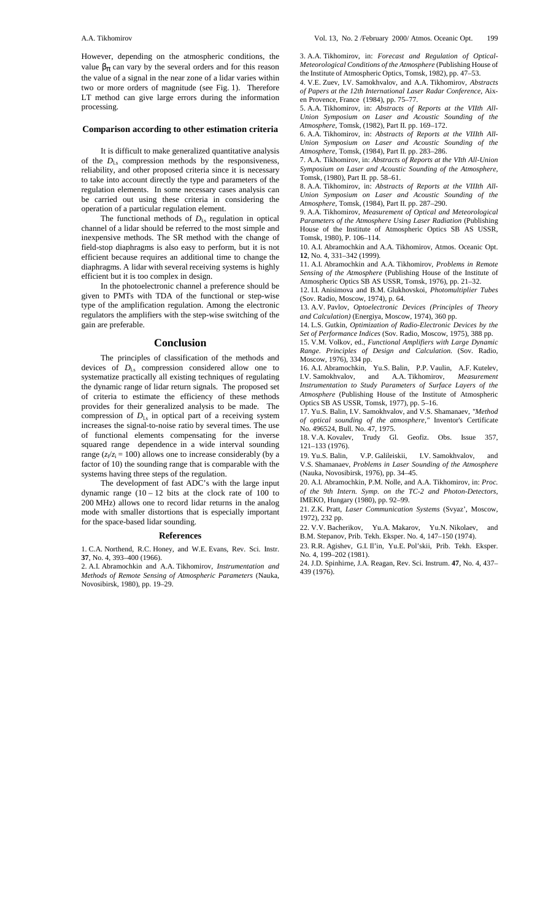However, depending on the atmospheric conditions, the value $\beta_\pi$ can vary by the several orders and for this reason the value of a signal in the near zone of a lidar varies within two or more orders of magnitude (see Fig. 1). Therefore LT method can give large errors during the information processing.

### Comparison according to other estimation criteria

It is difficult to make generalized quantitative analysis of the $D_{l.s}$ compression methods by the responsiveness, reliability, and other proposed criteria since it is necessary to take into account directly the type and parameters of the regulation elements. In some necessary cases analysis can be carried out using these criteria in considering the operation of a particular regulation element.

The functional methods of $D_{l.s}$ regulation in optical channel of a lidar should be referred to the most simple and inexpensive methods. The SR method with the change of field-stop diaphragms is also easy to perform, but it is not efficient because requires an additional time to change the diaphragms. A lidar with several receiving systems is highly efficient but it is too complex in design.

In the photoelectronic channel a preference should be given to PMTs with TDA of the functional or step-wise type of the amplification regulation. Among the electronic regulators the amplifiers with the step-wise switching of the gain are preferable.

## Conclusion

The principles of classification of the methods and devices of $D_{l.s}$ compression considered allow one to systematize practically all existing techniques of regulating the dynamic range of lidar return signals. The proposed set of criteria to estimate the efficiency of these methods provides for their generalized analysis to be made. The compression of $D_{l.s}$ in optical part of a receiving system increases the signal-to-noise ratio by several times. The use of functional elements compensating for the inverse squared range dependence in a wide interval sounding range ($z_f/z_i = 100$) allows one to increase considerably (by a factor of 10) the sounding range that is comparable with the systems having three steps of the regulation.

The development of fast ADC's with the large input dynamic range (10 – 12 bits at the clock rate of 100 to 200 MHz) allows one to record lidar returns in the analog mode with smaller distortions that is especially important for the space-based lidar sounding.

### References

1. C.A. Northend, R.C. Honey, and W.E. Evans, Rev. Sci. Instr. **37**, No. 4, 393–400 (1966).
2. A.I. Abramochkin and A.A. Tikhomirov, *Instrumentation and Methods of Remote Sensing of Atmospheric Parameters* (Nauka, Novosibirsk, 1980), pp. 19–29.
3. A.A. Tikhomirov, in: *Forecast and Regulation of Optical-Meteorological Conditions of the Atmosphere* (Publishing House of the Institute of Atmospheric Optics, Tomsk, 1982), pp. 47–53.
4. V.E. Zuev, I.V. Samokhvalov, and A.A. Tikhomirov, *Abstracts of Papers at the 12th International Laser Radar Conference*, Aix-en Provence, France (1984), pp. 75–77.
5. A.A. Tikhomirov, in: *Abstracts of Reports at the VIIth All-Union Symposium on Laser and Acoustic Sounding of the Atmosphere*, Tomsk, (1982), Part II. pp. 169–172.
6. A.A. Tikhomirov, in: *Abstracts of Reports at the VIIIth All-Union Symposium on Laser and Acoustic Sounding of the Atmosphere*, Tomsk, (1984), Part II. pp. 283–286.
7. A.A. Tikhomirov, in: *Abstracts of Reports at the VIth All-Union Symposium on Laser and Acoustic Sounding of the Atmosphere*, Tomsk, (1980), Part II. pp. 58–61.
8. A.A. Tikhomirov, in: *Abstracts of Reports at the VIIIth All-Union Symposium on Laser and Acoustic Sounding of the Atmosphere*, Tomsk, (1984), Part II. pp. 287–290.
9. A.A. Tikhomirov, *Measurement of Optical and Meteorological Parameters of the Atmosphere Using Laser Radiation* (Publishing House of the Institute of Atmospheric Optics SB AS USSR, Tomsk, 1980), P. 106–114.
10. A.I. Abramochkin and A.A. Tikhomirov, Atmos. Oceanic Opt. **12**, No. 4, 331–342 (1999).
11. A.I. Abramochkin and A.A. Tikhomirov, *Problems in Remote Sensing of the Atmosphere* (Publishing House of the Institute of Atmospheric Optics SB AS USSR, Tomsk, 1976), pp. 21–32.
12. I.I. Anisimova and B.M. Glukhovskoi, *Photomultiplier Tubes* (Sov. Radio, Moscow, 1974), p. 64.
13. A.V. Pavlov, *Optoelectronic Devices (Principles of Theory and Calculation)* (Energiya, Moscow, 1974), 360 pp.
14. L.S. Gutkin, *Optimization of Radio-Electronic Devices by the Set of Performance Indices* (Sov. Radio, Moscow, 1975), 388 pp.
15. V.M. Volkov, ed., *Functional Amplifiers with Large Dynamic Range. Principles of Design and Calculation.* (Sov. Radio, Moscow, 1976), 334 pp.
16. A.I. Abramochkin, Yu.S. Balin, P.P. Vaulin, A.F. Kutelev, I.V. Samokhvalov, and A.A. Tikhomirov, *Measurement Instrumentation to Study Parameters of Surface Layers of the Atmosphere* (Publishing House of the Institute of Atmospheric Optics SB AS USSR, Tomsk, 1977), pp. 5–16.
17. Yu.S. Balin, I.V. Samokhvalov, and V.S. Shamanaev, *"Method of optical sounding of the atmosphere,"* Inventor's Certificate No. 496524, Bull. No. 47, 1975.
18. V.A. Kovalev, Trudy Gl. Geofiz. Obs. Issue 357, 121–133 (1976).
19. Yu.S. Balin, V.P. Galileiskii, I.V. Samokhvalov, and V.S. Shamanaev, *Problems in Laser Sounding of the Atmosphere* (Nauka, Novosibirsk, 1976), pp. 34–45.
20. A.I. Abramochkin, P.M. Nolle, and A.A. Tikhomirov, in: *Proc. of the 9th Intern. Symp. on the TC-2 and Photon-Detectors*, IMEKO, Hungary (1980), pp. 92–99.
21. Z.K. Pratt, *Laser Communication Systems* (Svyaz', Moscow, 1972), 232 pp.
22. V.V. Bacherikov, Yu.A. Makarov, Yu.N. Nikolaev, and B.M. Stepanov, Prib. Tekh. Eksper. No. 4, 147–150 (1974).
23. R.R. Agishev, G.I. Il'in, Yu.E. Pol'skii, Prib. Tekh. Eksper. No. 4, 199–202 (1981).
24. J.D. Spinhirne, J.A. Reagan, Rev. Sci. Instrum. **47**, No. 4, 437–439 (1976).